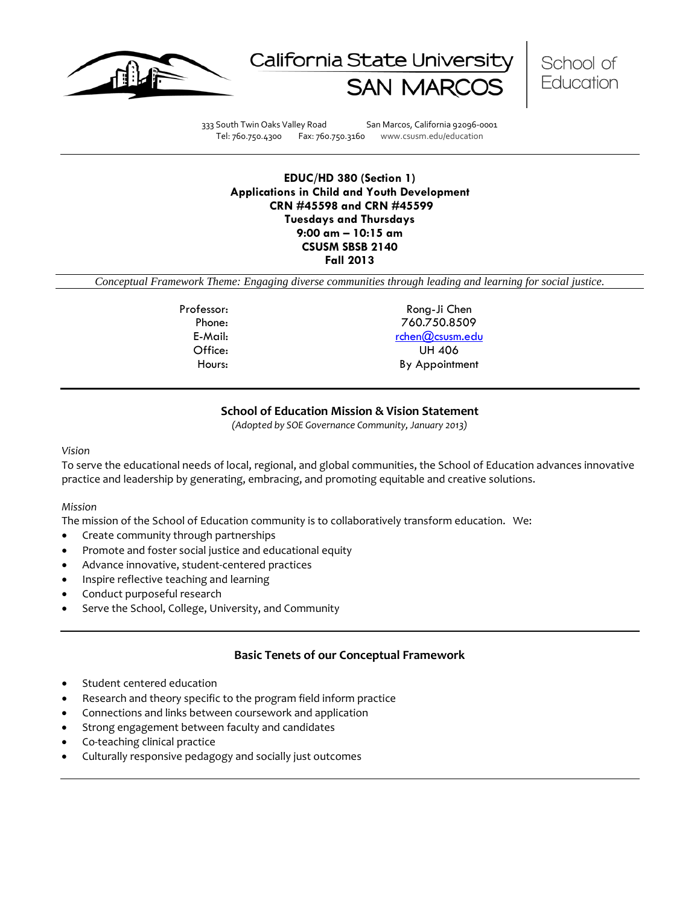California State University SAN MARCOS | School of Education

333 South Twin Oaks Valley Road San Marcos, California 92096-0001
Tel: 760.750.4300 Fax: 760.750.3160 www.csusm.edu/education

---

**EDUC/HD 380 (Section 1)**
**Applications in Child and Youth Development**
**CRN #45598 and CRN #45599**
**Tuesdays and Thursdays**
**9:00 am – 10:15 am**
**CSUSM SBSB 2140**
**Fall 2013**

*Conceptual Framework Theme: Engaging diverse communities through leading and learning for social justice.*

| | |
|---|---|
| Professor: | Rong-Ji Chen |
| Phone: | 760.750.8509 |
| E-Mail: | rchen@csusm.edu |
| Office: | UH 406 |
| Hours: | By Appointment |

---

## School of Education Mission & Vision Statement

*(Adopted by SOE Governance Community, January 2013)*

*Vision*

To serve the educational needs of local, regional, and global communities, the School of Education advances innovative practice and leadership by generating, embracing, and promoting equitable and creative solutions.

*Mission*

The mission of the School of Education community is to collaboratively transform education. We:

- Create community through partnerships
- Promote and foster social justice and educational equity
- Advance innovative, student-centered practices
- Inspire reflective teaching and learning
- Conduct purposeful research
- Serve the School, College, University, and Community

---

## Basic Tenets of our Conceptual Framework

- Student centered education
- Research and theory specific to the program field inform practice
- Connections and links between coursework and application
- Strong engagement between faculty and candidates
- Co-teaching clinical practice
- Culturally responsive pedagogy and socially just outcomes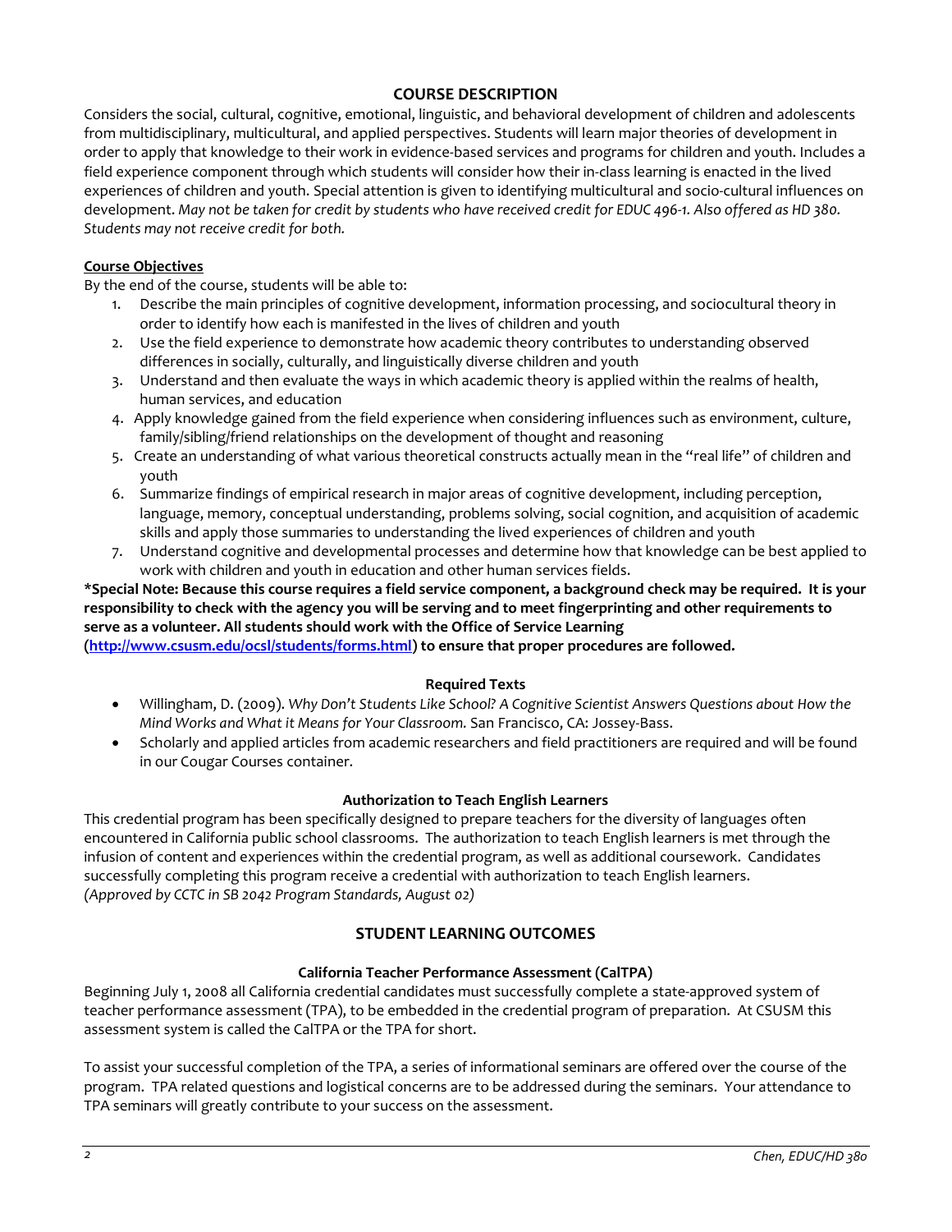## COURSE DESCRIPTION

Considers the social, cultural, cognitive, emotional, linguistic, and behavioral development of children and adolescents from multidisciplinary, multicultural, and applied perspectives. Students will learn major theories of development in order to apply that knowledge to their work in evidence-based services and programs for children and youth. Includes a field experience component through which students will consider how their in-class learning is enacted in the lived experiences of children and youth. Special attention is given to identifying multicultural and socio-cultural influences on development. *May not be taken for credit by students who have received credit for EDUC 496-1. Also offered as HD 380. Students may not receive credit for both.*

### Course Objectives

By the end of the course, students will be able to:

1. Describe the main principles of cognitive development, information processing, and sociocultural theory in order to identify how each is manifested in the lives of children and youth
2. Use the field experience to demonstrate how academic theory contributes to understanding observed differences in socially, culturally, and linguistically diverse children and youth
3. Understand and then evaluate the ways in which academic theory is applied within the realms of health, human services, and education
4. Apply knowledge gained from the field experience when considering influences such as environment, culture, family/sibling/friend relationships on the development of thought and reasoning
5. Create an understanding of what various theoretical constructs actually mean in the "real life" of children and youth
6. Summarize findings of empirical research in major areas of cognitive development, including perception, language, memory, conceptual understanding, problems solving, social cognition, and acquisition of academic skills and apply those summaries to understanding the lived experiences of children and youth
7. Understand cognitive and developmental processes and determine how that knowledge can be best applied to work with children and youth in education and other human services fields.

**\*Special Note: Because this course requires a field service component, a background check may be required. It is your responsibility to check with the agency you will be serving and to meet fingerprinting and other requirements to serve as a volunteer. All students should work with the Office of Service Learning ([http://www.csusm.edu/ocsl/students/forms.html](http://www.csusm.edu/ocsl/students/forms.html)) to ensure that proper procedures are followed.**

### Required Texts

- Willingham, D. (2009). *Why Don't Students Like School? A Cognitive Scientist Answers Questions about How the Mind Works and What it Means for Your Classroom.* San Francisco, CA: Jossey-Bass.
- Scholarly and applied articles from academic researchers and field practitioners are required and will be found in our Cougar Courses container.

### Authorization to Teach English Learners

This credential program has been specifically designed to prepare teachers for the diversity of languages often encountered in California public school classrooms. The authorization to teach English learners is met through the infusion of content and experiences within the credential program, as well as additional coursework. Candidates successfully completing this program receive a credential with authorization to teach English learners. *(Approved by CCTC in SB 2042 Program Standards, August 02)*

## STUDENT LEARNING OUTCOMES

### California Teacher Performance Assessment (CalTPA)

Beginning July 1, 2008 all California credential candidates must successfully complete a state-approved system of teacher performance assessment (TPA), to be embedded in the credential program of preparation. At CSUSM this assessment system is called the CalTPA or the TPA for short.

To assist your successful completion of the TPA, a series of informational seminars are offered over the course of the program. TPA related questions and logistical concerns are to be addressed during the seminars. Your attendance to TPA seminars will greatly contribute to your success on the assessment.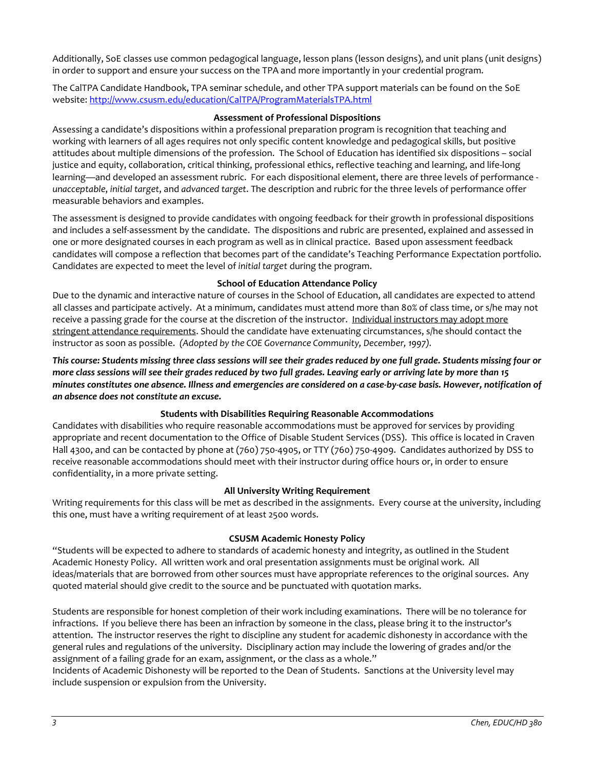Additionally, SoE classes use common pedagogical language, lesson plans (lesson designs), and unit plans (unit designs) in order to support and ensure your success on the TPA and more importantly in your credential program.

The CalTPA Candidate Handbook, TPA seminar schedule, and other TPA support materials can be found on the SoE website: [http://www.csusm.edu/education/CalTPA/ProgramMaterialsTPA.html](http://www.csusm.edu/education/CalTPA/ProgramMaterialsTPA.html)

### Assessment of Professional Dispositions

Assessing a candidate's dispositions within a professional preparation program is recognition that teaching and working with learners of all ages requires not only specific content knowledge and pedagogical skills, but positive attitudes about multiple dimensions of the profession. The School of Education has identified six dispositions – social justice and equity, collaboration, critical thinking, professional ethics, reflective teaching and learning, and life-long learning—and developed an assessment rubric. For each dispositional element, there are three levels of performance - *unacceptable*, *initial target*, and *advanced target*. The description and rubric for the three levels of performance offer measurable behaviors and examples.

The assessment is designed to provide candidates with ongoing feedback for their growth in professional dispositions and includes a self-assessment by the candidate. The dispositions and rubric are presented, explained and assessed in one or more designated courses in each program as well as in clinical practice. Based upon assessment feedback candidates will compose a reflection that becomes part of the candidate's Teaching Performance Expectation portfolio. Candidates are expected to meet the level of *initial target* during the program.

### School of Education Attendance Policy

Due to the dynamic and interactive nature of courses in the School of Education, all candidates are expected to attend all classes and participate actively. At a minimum, candidates must attend more than 80% of class time, or s/he may not receive a passing grade for the course at the discretion of the instructor. Individual instructors may adopt more stringent attendance requirements. Should the candidate have extenuating circumstances, s/he should contact the instructor as soon as possible. *(Adopted by the COE Governance Community, December, 1997).*

***This course: Students missing three class sessions will see their grades reduced by one full grade. Students missing four or more class sessions will see their grades reduced by two full grades. Leaving early or arriving late by more than 15 minutes constitutes one absence. Illness and emergencies are considered on a case-by-case basis. However, notification of an absence does not constitute an excuse.***

### Students with Disabilities Requiring Reasonable Accommodations

Candidates with disabilities who require reasonable accommodations must be approved for services by providing appropriate and recent documentation to the Office of Disable Student Services (DSS). This office is located in Craven Hall 4300, and can be contacted by phone at (760) 750-4905, or TTY (760) 750-4909. Candidates authorized by DSS to receive reasonable accommodations should meet with their instructor during office hours or, in order to ensure confidentiality, in a more private setting.

### All University Writing Requirement

Writing requirements for this class will be met as described in the assignments. Every course at the university, including this one, must have a writing requirement of at least 2500 words.

### CSUSM Academic Honesty Policy

"Students will be expected to adhere to standards of academic honesty and integrity, as outlined in the Student Academic Honesty Policy. All written work and oral presentation assignments must be original work. All ideas/materials that are borrowed from other sources must have appropriate references to the original sources. Any quoted material should give credit to the source and be punctuated with quotation marks.

Students are responsible for honest completion of their work including examinations. There will be no tolerance for infractions. If you believe there has been an infraction by someone in the class, please bring it to the instructor's attention. The instructor reserves the right to discipline any student for academic dishonesty in accordance with the general rules and regulations of the university. Disciplinary action may include the lowering of grades and/or the assignment of a failing grade for an exam, assignment, or the class as a whole."

Incidents of Academic Dishonesty will be reported to the Dean of Students. Sanctions at the University level may include suspension or expulsion from the University.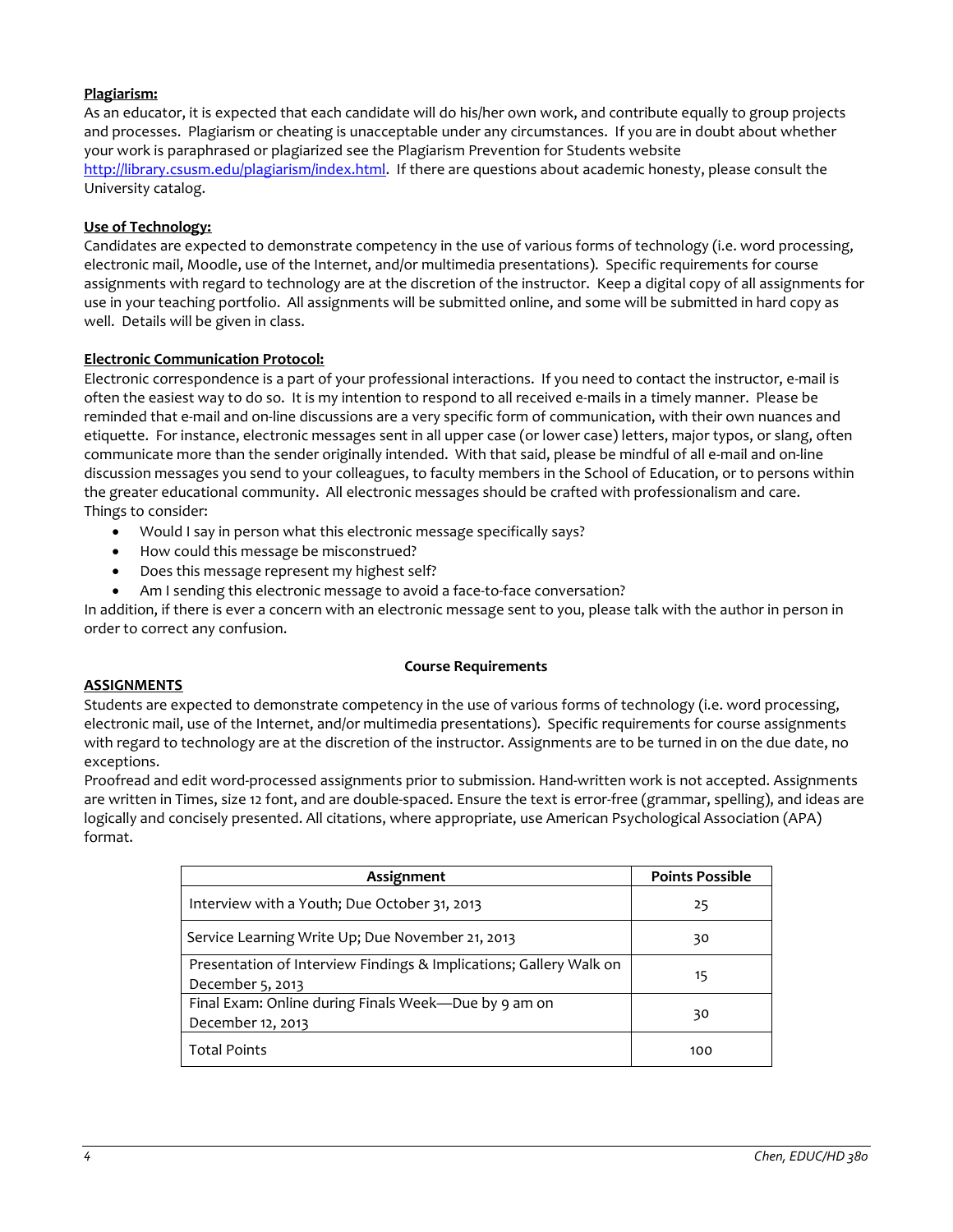**Plagiarism:**

As an educator, it is expected that each candidate will do his/her own work, and contribute equally to group projects and processes. Plagiarism or cheating is unacceptable under any circumstances. If you are in doubt about whether your work is paraphrased or plagiarized see the Plagiarism Prevention for Students website http://library.csusm.edu/plagiarism/index.html. If there are questions about academic honesty, please consult the University catalog.

**Use of Technology:**

Candidates are expected to demonstrate competency in the use of various forms of technology (i.e. word processing, electronic mail, Moodle, use of the Internet, and/or multimedia presentations). Specific requirements for course assignments with regard to technology are at the discretion of the instructor. Keep a digital copy of all assignments for use in your teaching portfolio. All assignments will be submitted online, and some will be submitted in hard copy as well. Details will be given in class.

**Electronic Communication Protocol:**

Electronic correspondence is a part of your professional interactions. If you need to contact the instructor, e-mail is often the easiest way to do so. It is my intention to respond to all received e-mails in a timely manner. Please be reminded that e-mail and on-line discussions are a very specific form of communication, with their own nuances and etiquette. For instance, electronic messages sent in all upper case (or lower case) letters, major typos, or slang, often communicate more than the sender originally intended. With that said, please be mindful of all e-mail and on-line discussion messages you send to your colleagues, to faculty members in the School of Education, or to persons within the greater educational community. All electronic messages should be crafted with professionalism and care.
Things to consider:

- Would I say in person what this electronic message specifically says?
- How could this message be misconstrued?
- Does this message represent my highest self?
- Am I sending this electronic message to avoid a face-to-face conversation?

In addition, if there is ever a concern with an electronic message sent to you, please talk with the author in person in order to correct any confusion.

## Course Requirements

**ASSIGNMENTS**

Students are expected to demonstrate competency in the use of various forms of technology (i.e. word processing, electronic mail, use of the Internet, and/or multimedia presentations). Specific requirements for course assignments with regard to technology are at the discretion of the instructor. Assignments are to be turned in on the due date, no exceptions.
Proofread and edit word-processed assignments prior to submission. Hand-written work is not accepted. Assignments are written in Times, size 12 font, and are double-spaced. Ensure the text is error-free (grammar, spelling), and ideas are logically and concisely presented. All citations, where appropriate, use American Psychological Association (APA) format.

| Assignment | Points Possible |
|---|---|
| Interview with a Youth; Due October 31, 2013 | 25 |
| Service Learning Write Up; Due November 21, 2013 | 30 |
| Presentation of Interview Findings & Implications; Gallery Walk on December 5, 2013 | 15 |
| Final Exam: Online during Finals Week—Due by 9 am on December 12, 2013 | 30 |
| Total Points | 100 |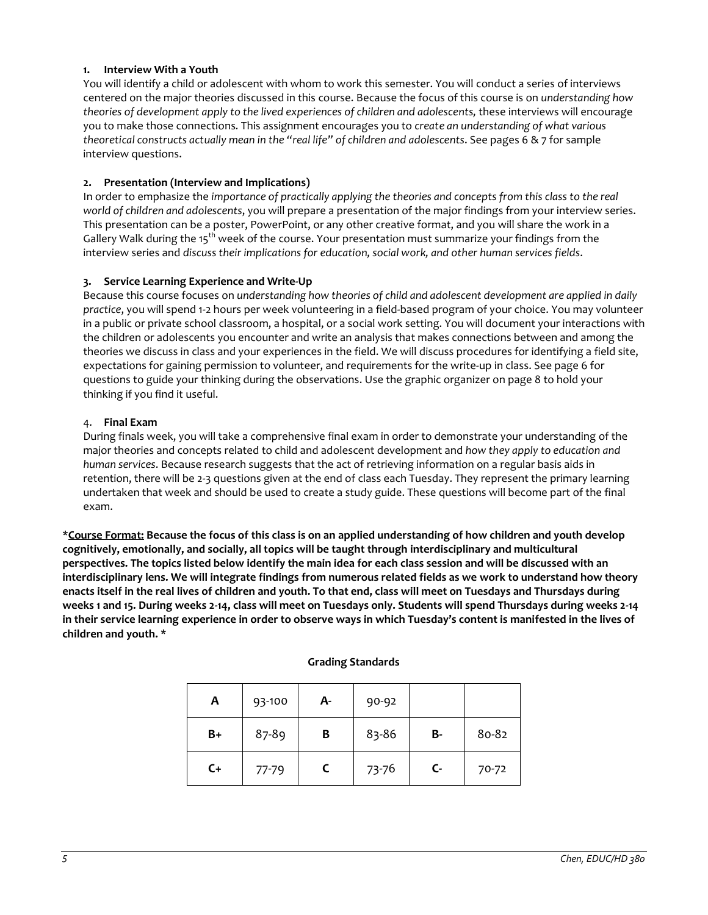**1. Interview With a Youth**

You will identify a child or adolescent with whom to work this semester. You will conduct a series of interviews centered on the major theories discussed in this course. Because the focus of this course is on *understanding how theories of development apply to the lived experiences of children and adolescents,* these interviews will encourage you to make those connections. This assignment encourages you to *create an understanding of what various theoretical constructs actually mean in the "real life" of children and adolescents*. See pages 6 & 7 for sample interview questions.

**2. Presentation (Interview and Implications)**

In order to emphasize the *importance of practically applying the theories and concepts from this class to the real world of children and adolescents*, you will prepare a presentation of the major findings from your interview series. This presentation can be a poster, PowerPoint, or any other creative format, and you will share the work in a Gallery Walk during the 15th week of the course. Your presentation must summarize your findings from the interview series and *discuss their implications for education, social work, and other human services fields*.

**3. Service Learning Experience and Write-Up**

Because this course focuses on *understanding how theories of child and adolescent development are applied in daily practice*, you will spend 1-2 hours per week volunteering in a field-based program of your choice. You may volunteer in a public or private school classroom, a hospital, or a social work setting. You will document your interactions with the children or adolescents you encounter and write an analysis that makes connections between and among the theories we discuss in class and your experiences in the field. We will discuss procedures for identifying a field site, expectations for gaining permission to volunteer, and requirements for the write-up in class. See page 6 for questions to guide your thinking during the observations. Use the graphic organizer on page 8 to hold your thinking if you find it useful.

4. **Final Exam**

During finals week, you will take a comprehensive final exam in order to demonstrate your understanding of the major theories and concepts related to child and adolescent development and *how they apply to education and human services*. Because research suggests that the act of retrieving information on a regular basis aids in retention, there will be 2-3 questions given at the end of class each Tuesday. They represent the primary learning undertaken that week and should be used to create a study guide. These questions will become part of the final exam.

**\*<u>Course Format:</u> Because the focus of this class is on an applied understanding of how children and youth develop cognitively, emotionally, and socially, all topics will be taught through interdisciplinary and multicultural perspectives. The topics listed below identify the main idea for each class session and will be discussed with an interdisciplinary lens. We will integrate findings from numerous related fields as we work to understand how theory enacts itself in the real lives of children and youth. To that end, class will meet on Tuesdays and Thursdays during weeks 1 and 15. During weeks 2-14, class will meet on Tuesdays only. Students will spend Thursdays during weeks 2-14 in their service learning experience in order to observe ways in which Tuesday's content is manifested in the lives of children and youth. \***

**Grading Standards**

| | | | | | |
|---|---|---|---|---|---|
| **A** | 93-100 | **A-** | 90-92 | | |
| **B+** | 87-89 | **B** | 83-86 | **B-** | 80-82 |
| **C+** | 77-79 | **C** | 73-76 | **C-** | 70-72 |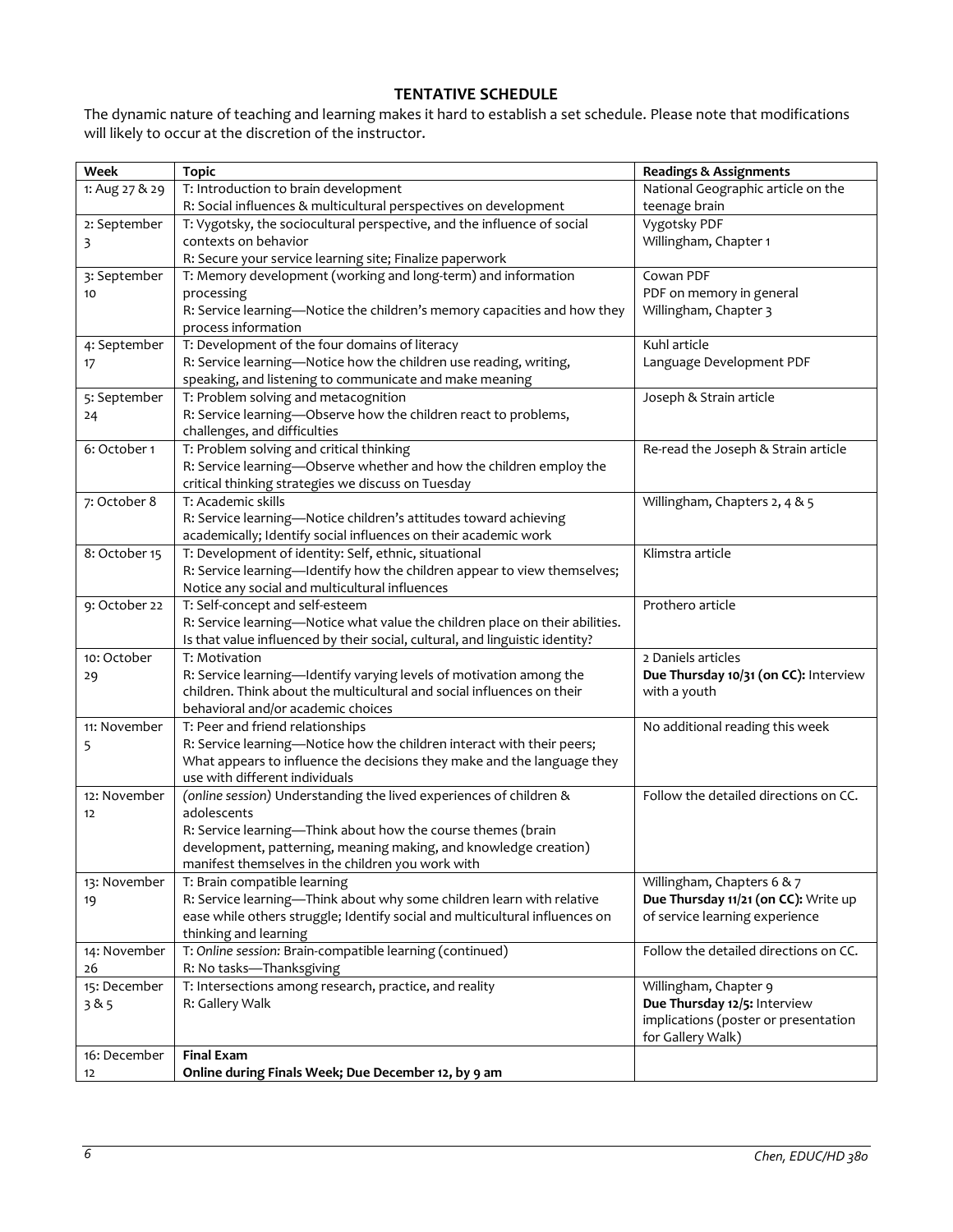## TENTATIVE SCHEDULE

The dynamic nature of teaching and learning makes it hard to establish a set schedule. Please note that modifications will likely to occur at the discretion of the instructor.

| Week | Topic | Readings & Assignments |
|---|---|---|
| 1: Aug 27 & 29 | T: Introduction to brain development<br>R: Social influences & multicultural perspectives on development | National Geographic article on the teenage brain |
| 2: September 3 | T: Vygotsky, the sociocultural perspective, and the influence of social contexts on behavior<br>R: Secure your service learning site; Finalize paperwork | Vygotsky PDF<br>Willingham, Chapter 1 |
| 3: September 10 | T: Memory development (working and long-term) and information processing<br>R: Service learning—Notice the children's memory capacities and how they process information | Cowan PDF<br>PDF on memory in general<br>Willingham, Chapter 3 |
| 4: September 17 | T: Development of the four domains of literacy<br>R: Service learning—Notice how the children use reading, writing, speaking, and listening to communicate and make meaning | Kuhl article<br>Language Development PDF |
| 5: September 24 | T: Problem solving and metacognition<br>R: Service learning—Observe how the children react to problems, challenges, and difficulties | Joseph & Strain article |
| 6: October 1 | T: Problem solving and critical thinking<br>R: Service learning—Observe whether and how the children employ the critical thinking strategies we discuss on Tuesday | Re-read the Joseph & Strain article |
| 7: October 8 | T: Academic skills<br>R: Service learning—Notice children's attitudes toward achieving academically; Identify social influences on their academic work | Willingham, Chapters 2, 4 & 5 |
| 8: October 15 | T: Development of identity: Self, ethnic, situational<br>R: Service learning—Identify how the children appear to view themselves; Notice any social and multicultural influences | Klimstra article |
| 9: October 22 | T: Self-concept and self-esteem<br>R: Service learning—Notice what value the children place on their abilities. Is that value influenced by their social, cultural, and linguistic identity? | Prothero article |
| 10: October 29 | T: Motivation<br>R: Service learning—Identify varying levels of motivation among the children. Think about the multicultural and social influences on their behavioral and/or academic choices | 2 Daniels articles<br>**Due Thursday 10/31 (on CC):** Interview with a youth |
| 11: November 5 | T: Peer and friend relationships<br>R: Service learning—Notice how the children interact with their peers; What appears to influence the decisions they make and the language they use with different individuals | No additional reading this week |
| 12: November 12 | *(online session)* Understanding the lived experiences of children & adolescents<br>R: Service learning—Think about how the course themes (brain development, patterning, meaning making, and knowledge creation) manifest themselves in the children you work with | Follow the detailed directions on CC. |
| 13: November 19 | T: Brain compatible learning<br>R: Service learning—Think about why some children learn with relative ease while others struggle; Identify social and multicultural influences on thinking and learning | Willingham, Chapters 6 & 7<br>**Due Thursday 11/21 (on CC):** Write up of service learning experience |
| 14: November 26 | T: *Online session:* Brain-compatible learning (continued)<br>R: No tasks—Thanksgiving | Follow the detailed directions on CC. |
| 15: December 3 & 5 | T: Intersections among research, practice, and reality<br>R: Gallery Walk | Willingham, Chapter 9<br>**Due Thursday 12/5:** Interview implications (poster or presentation for Gallery Walk) |
| 16: December 12 | **Final Exam**<br>**Online during Finals Week; Due December 12, by 9 am** | |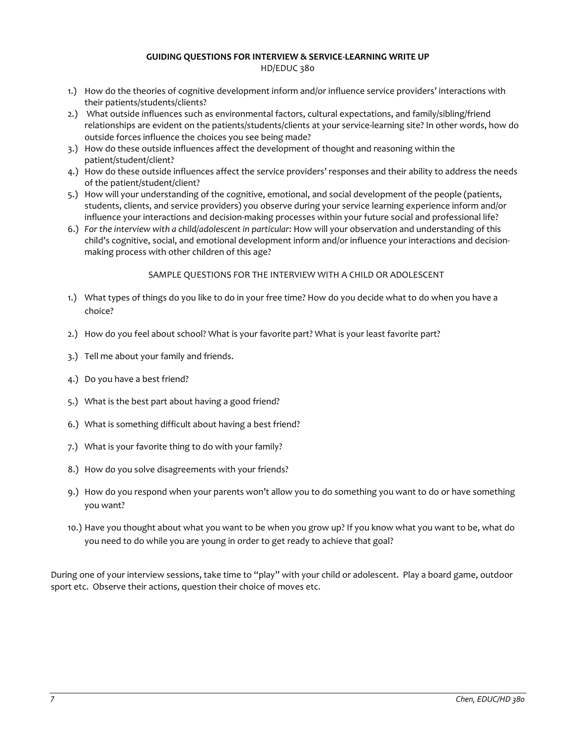**GUIDING QUESTIONS FOR INTERVIEW & SERVICE-LEARNING WRITE UP**

HD/EDUC 380

1.) How do the theories of cognitive development inform and/or influence service providers' interactions with their patients/students/clients?
2.) What outside influences such as environmental factors, cultural expectations, and family/sibling/friend relationships are evident on the patients/students/clients at your service-learning site? In other words, how do outside forces influence the choices you see being made?
3.) How do these outside influences affect the development of thought and reasoning within the patient/student/client?
4.) How do these outside influences affect the service providers' responses and their ability to address the needs of the patient/student/client?
5.) How will your understanding of the cognitive, emotional, and social development of the people (patients, students, clients, and service providers) you observe during your service learning experience inform and/or influence your interactions and decision-making processes within your future social and professional life?
6.) *For the interview with a child/adolescent in particular*: How will your observation and understanding of this child's cognitive, social, and emotional development inform and/or influence your interactions and decision-making process with other children of this age?

SAMPLE QUESTIONS FOR THE INTERVIEW WITH A CHILD OR ADOLESCENT

1.) What types of things do you like to do in your free time? How do you decide what to do when you have a choice?
2.) How do you feel about school? What is your favorite part? What is your least favorite part?
3.) Tell me about your family and friends.
4.) Do you have a best friend?
5.) What is the best part about having a good friend?
6.) What is something difficult about having a best friend?
7.) What is your favorite thing to do with your family?
8.) How do you solve disagreements with your friends?
9.) How do you respond when your parents won't allow you to do something you want to do or have something you want?
10.) Have you thought about what you want to be when you grow up? If you know what you want to be, what do you need to do while you are young in order to get ready to achieve that goal?

During one of your interview sessions, take time to "play" with your child or adolescent. Play a board game, outdoor sport etc. Observe their actions, question their choice of moves etc.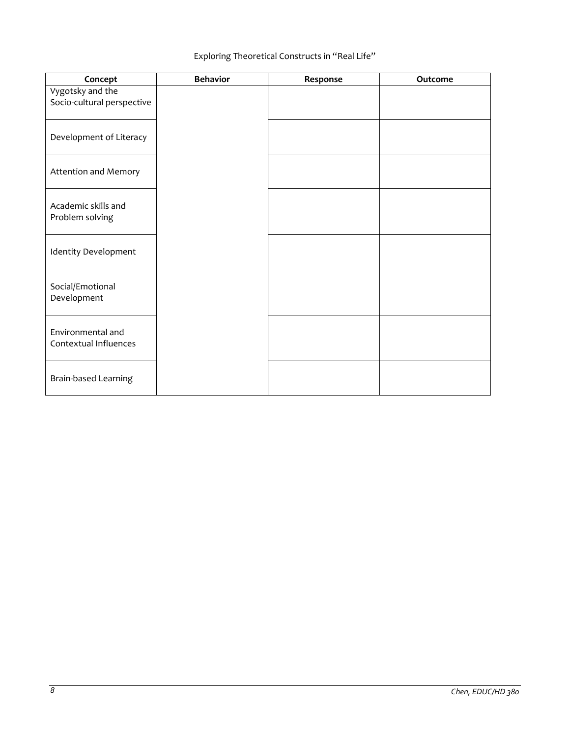Exploring Theoretical Constructs in "Real Life"

| Concept | Behavior | Response | Outcome |
| --- | --- | --- | --- |
| Vygotsky and the Socio-cultural perspective | | | |
| Development of Literacy | | | |
| Attention and Memory | | | |
| Academic skills and Problem solving | | | |
| Identity Development | | | |
| Social/Emotional Development | | | |
| Environmental and Contextual Influences | | | |
| Brain-based Learning | | | |